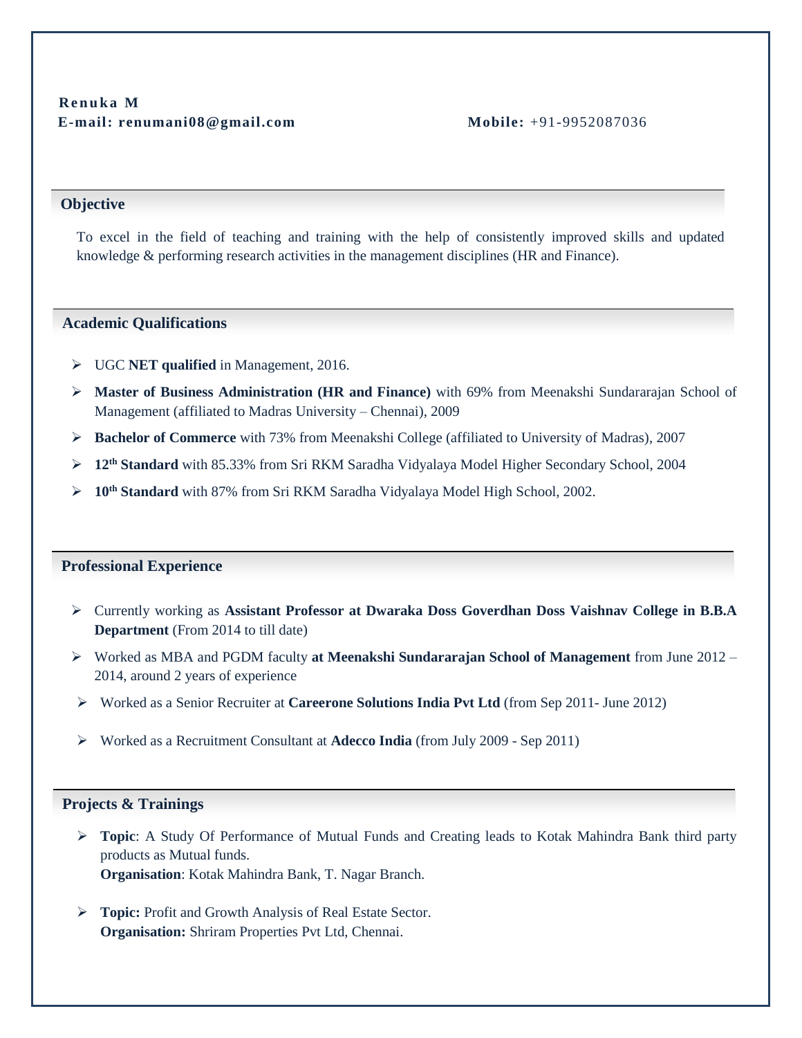**Renuka M**
**E-mail: renumani08@gmail.com** **Mobile:** +91-9952087036

## Objective

To excel in the field of teaching and training with the help of consistently improved skills and updated knowledge & performing research activities in the management disciplines (HR and Finance).

## Academic Qualifications

- UGC **NET qualified** in Management, 2016.
- **Master of Business Administration (HR and Finance)** with 69% from Meenakshi Sundararajan School of Management (affiliated to Madras University – Chennai), 2009
- **Bachelor of Commerce** with 73% from Meenakshi College (affiliated to University of Madras), 2007
- **12th Standard** with 85.33% from Sri RKM Saradha Vidyalaya Model Higher Secondary School, 2004
- **10th Standard** with 87% from Sri RKM Saradha Vidyalaya Model High School, 2002.

## Professional Experience

- Currently working as **Assistant Professor at Dwaraka Doss Goverdhan Doss Vaishnav College in B.B.A Department** (From 2014 to till date)
- Worked as MBA and PGDM faculty **at Meenakshi Sundararajan School of Management** from June 2012 – 2014, around 2 years of experience
- Worked as a Senior Recruiter at **Careerone Solutions India Pvt Ltd** (from Sep 2011- June 2012)
- Worked as a Recruitment Consultant at **Adecco India** (from July 2009 - Sep 2011)

## Projects & Trainings

- **Topic**: A Study Of Performance of Mutual Funds and Creating leads to Kotak Mahindra Bank third party products as Mutual funds.
  **Organisation**: Kotak Mahindra Bank, T. Nagar Branch.

- **Topic:** Profit and Growth Analysis of Real Estate Sector.
  **Organisation:** Shriram Properties Pvt Ltd, Chennai.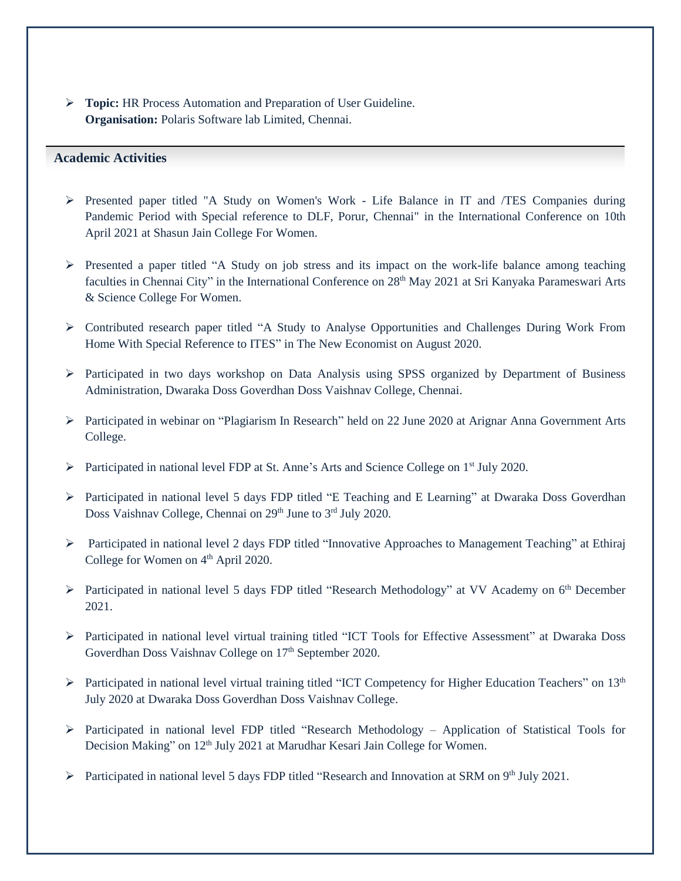- **Topic:** HR Process Automation and Preparation of User Guideline.
  **Organisation:** Polaris Software lab Limited, Chennai.

## Academic Activities

- Presented paper titled "A Study on Women's Work - Life Balance in IT and /TES Companies during Pandemic Period with Special reference to DLF, Porur, Chennai" in the International Conference on 10th April 2021 at Shasun Jain College For Women.
- Presented a paper titled "A Study on job stress and its impact on the work-life balance among teaching faculties in Chennai City" in the International Conference on 28th May 2021 at Sri Kanyaka Parameswari Arts & Science College For Women.
- Contributed research paper titled "A Study to Analyse Opportunities and Challenges During Work From Home With Special Reference to ITES" in The New Economist on August 2020.
- Participated in two days workshop on Data Analysis using SPSS organized by Department of Business Administration, Dwaraka Doss Goverdhan Doss Vaishnav College, Chennai.
- Participated in webinar on "Plagiarism In Research" held on 22 June 2020 at Arignar Anna Government Arts College.
- Participated in national level FDP at St. Anne's Arts and Science College on 1st July 2020.
- Participated in national level 5 days FDP titled "E Teaching and E Learning" at Dwaraka Doss Goverdhan Doss Vaishnav College, Chennai on 29th June to 3rd July 2020.
- Participated in national level 2 days FDP titled "Innovative Approaches to Management Teaching" at Ethiraj College for Women on 4th April 2020.
- Participated in national level 5 days FDP titled "Research Methodology" at VV Academy on 6th December 2021.
- Participated in national level virtual training titled "ICT Tools for Effective Assessment" at Dwaraka Doss Goverdhan Doss Vaishnav College on 17th September 2020.
- Participated in national level virtual training titled "ICT Competency for Higher Education Teachers" on 13th July 2020 at Dwaraka Doss Goverdhan Doss Vaishnav College.
- Participated in national level FDP titled "Research Methodology – Application of Statistical Tools for Decision Making" on 12th July 2021 at Marudhar Kesari Jain College for Women.
- Participated in national level 5 days FDP titled "Research and Innovation at SRM on 9th July 2021.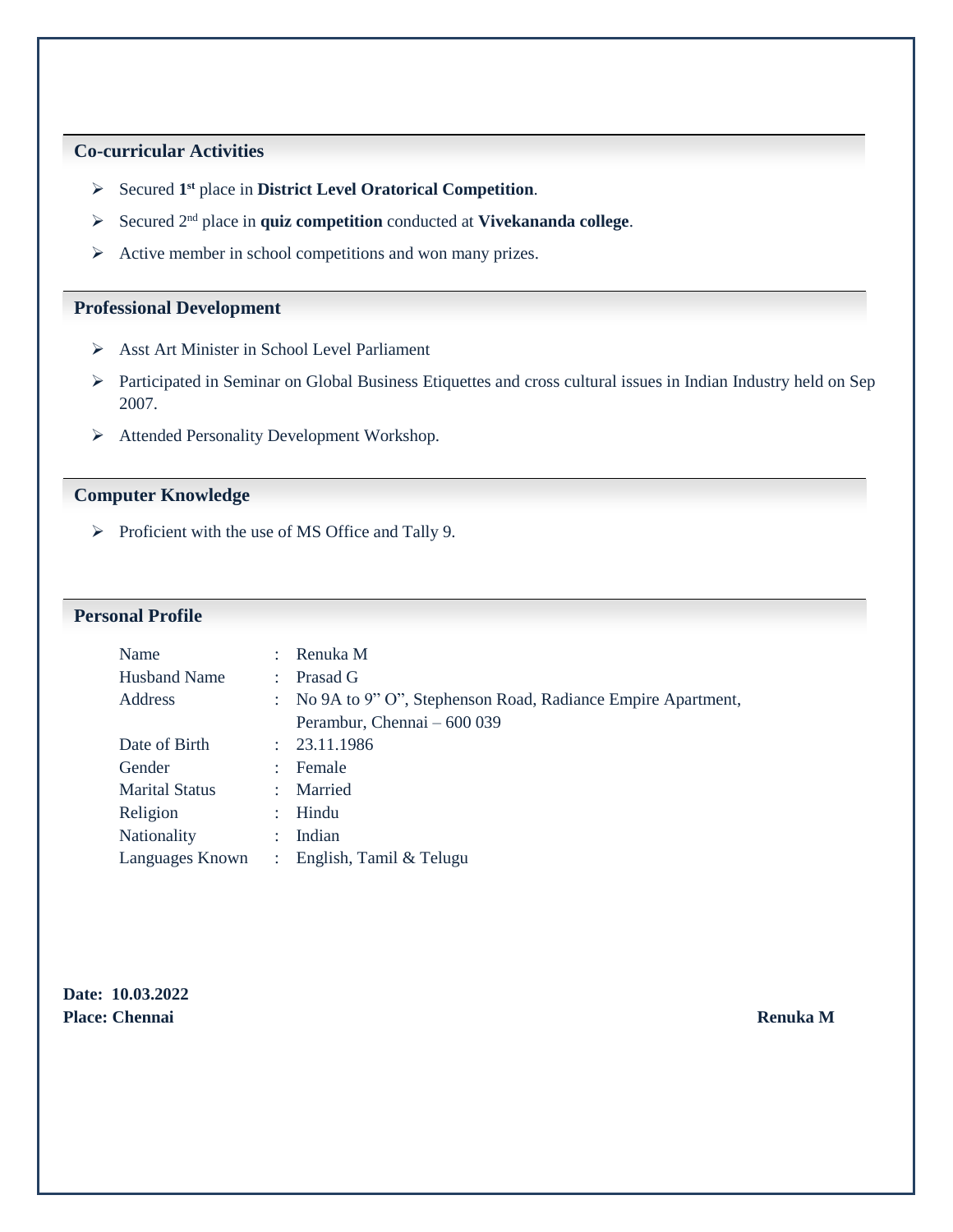## Co-curricular Activities

- Secured **1st** place in **District Level Oratorical Competition**.
- Secured 2nd place in **quiz competition** conducted at **Vivekananda college**.
- Active member in school competitions and won many prizes.

## Professional Development

- Asst Art Minister in School Level Parliament
- Participated in Seminar on Global Business Etiquettes and cross cultural issues in Indian Industry held on Sep 2007.
- Attended Personality Development Workshop.

## Computer Knowledge

- Proficient with the use of MS Office and Tally 9.

## Personal Profile

| | | |
|---|---|---|
| Name | : | Renuka M |
| Husband Name | : | Prasad G |
| Address | : | No 9A to 9" O", Stephenson Road, Radiance Empire Apartment, Perambur, Chennai – 600 039 |
| Date of Birth | : | 23.11.1986 |
| Gender | : | Female |
| Marital Status | : | Married |
| Religion | : | Hindu |
| Nationality | : | Indian |
| Languages Known | : | English, Tamil & Telugu |

**Date: 10.03.2022**
**Place: Chennai**

**Renuka M**